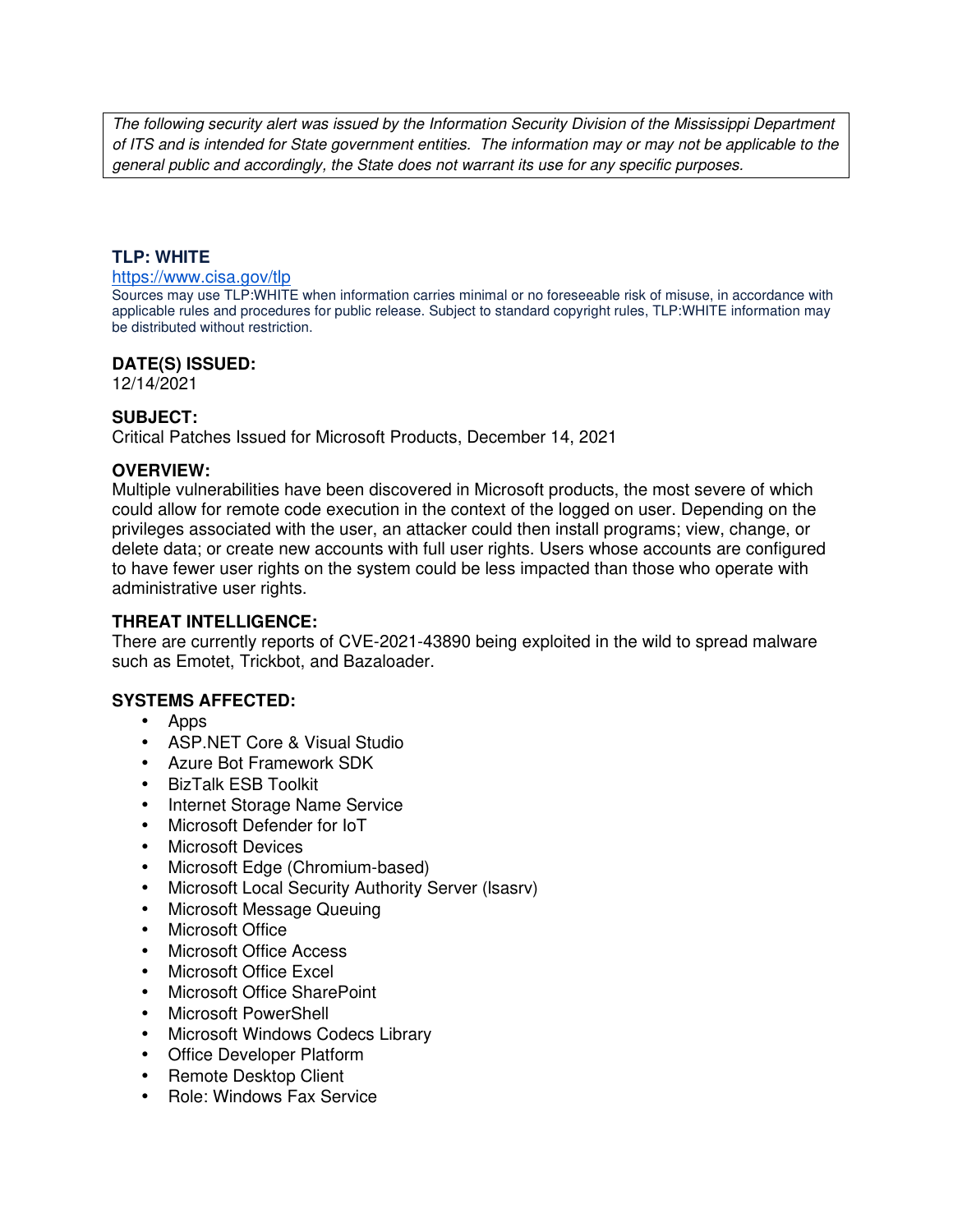*The following security alert was issued by the Information Security Division of the Mississippi Department of ITS and is intended for State government entities. The information may or may not be applicable to the general public and accordingly, the State does not warrant its use for any specific purposes.*

**TLP: WHITE**

https://www.cisa.gov/tlp

Sources may use TLP:WHITE when information carries minimal or no foreseeable risk of misuse, in accordance with applicable rules and procedures for public release. Subject to standard copyright rules, TLP:WHITE information may be distributed without restriction.

**DATE(S) ISSUED:**

12/14/2021

**SUBJECT:**

Critical Patches Issued for Microsoft Products, December 14, 2021

**OVERVIEW:**

Multiple vulnerabilities have been discovered in Microsoft products, the most severe of which could allow for remote code execution in the context of the logged on user. Depending on the privileges associated with the user, an attacker could then install programs; view, change, or delete data; or create new accounts with full user rights. Users whose accounts are configured to have fewer user rights on the system could be less impacted than those who operate with administrative user rights.

**THREAT INTELLIGENCE:**

There are currently reports of CVE-2021-43890 being exploited in the wild to spread malware such as Emotet, Trickbot, and Bazaloader.

**SYSTEMS AFFECTED:**

- Apps
- ASP.NET Core & Visual Studio
- Azure Bot Framework SDK
- BizTalk ESB Toolkit
- Internet Storage Name Service
- Microsoft Defender for IoT
- Microsoft Devices
- Microsoft Edge (Chromium-based)
- Microsoft Local Security Authority Server (lsasrv)
- Microsoft Message Queuing
- Microsoft Office
- Microsoft Office Access
- Microsoft Office Excel
- Microsoft Office SharePoint
- Microsoft PowerShell
- Microsoft Windows Codecs Library
- Office Developer Platform
- Remote Desktop Client
- Role: Windows Fax Service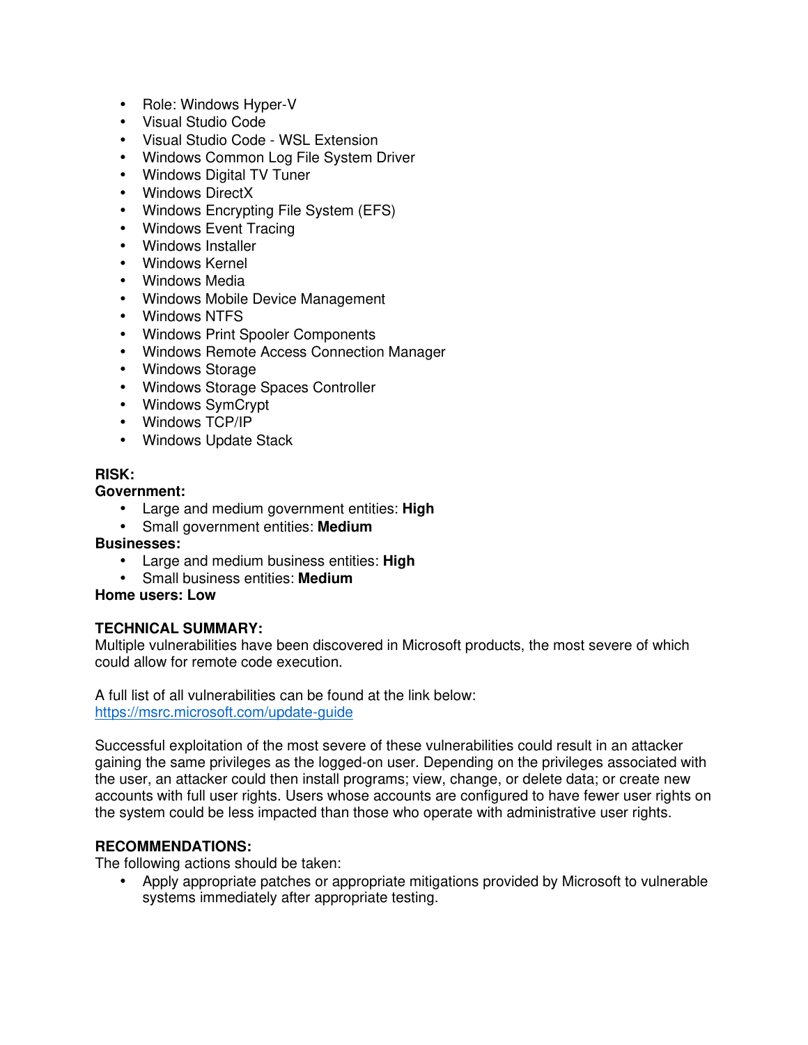- Role: Windows Hyper-V
- Visual Studio Code
- Visual Studio Code - WSL Extension
- Windows Common Log File System Driver
- Windows Digital TV Tuner
- Windows DirectX
- Windows Encrypting File System (EFS)
- Windows Event Tracing
- Windows Installer
- Windows Kernel
- Windows Media
- Windows Mobile Device Management
- Windows NTFS
- Windows Print Spooler Components
- Windows Remote Access Connection Manager
- Windows Storage
- Windows Storage Spaces Controller
- Windows SymCrypt
- Windows TCP/IP
- Windows Update Stack

**RISK:**

**Government:**

- Large and medium government entities: **High**
- Small government entities: **Medium**

**Businesses:**

- Large and medium business entities: **High**
- Small business entities: **Medium**

**Home users: Low**

**TECHNICAL SUMMARY:**

Multiple vulnerabilities have been discovered in Microsoft products, the most severe of which could allow for remote code execution.

A full list of all vulnerabilities can be found at the link below:
https://msrc.microsoft.com/update-guide

Successful exploitation of the most severe of these vulnerabilities could result in an attacker gaining the same privileges as the logged-on user. Depending on the privileges associated with the user, an attacker could then install programs; view, change, or delete data; or create new accounts with full user rights. Users whose accounts are configured to have fewer user rights on the system could be less impacted than those who operate with administrative user rights.

**RECOMMENDATIONS:**

The following actions should be taken:

- Apply appropriate patches or appropriate mitigations provided by Microsoft to vulnerable systems immediately after appropriate testing.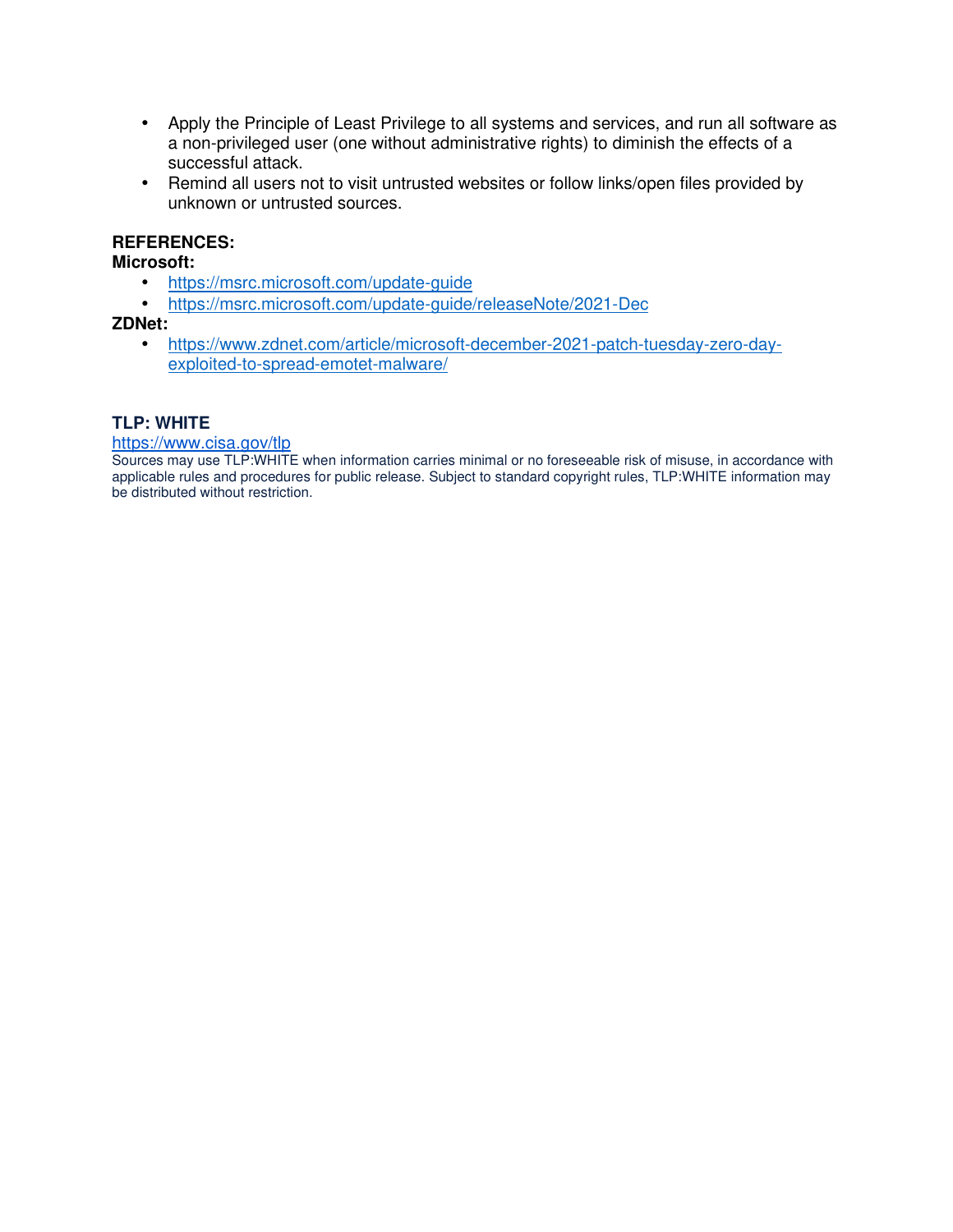- Apply the Principle of Least Privilege to all systems and services, and run all software as a non-privileged user (one without administrative rights) to diminish the effects of a successful attack.
- Remind all users not to visit untrusted websites or follow links/open files provided by unknown or untrusted sources.

**REFERENCES:**

**Microsoft:**

- https://msrc.microsoft.com/update-guide
- https://msrc.microsoft.com/update-guide/releaseNote/2021-Dec

**ZDNet:**

- https://www.zdnet.com/article/microsoft-december-2021-patch-tuesday-zero-day-exploited-to-spread-emotet-malware/

**TLP: WHITE**

https://www.cisa.gov/tlp

Sources may use TLP:WHITE when information carries minimal or no foreseeable risk of misuse, in accordance with applicable rules and procedures for public release. Subject to standard copyright rules, TLP:WHITE information may be distributed without restriction.